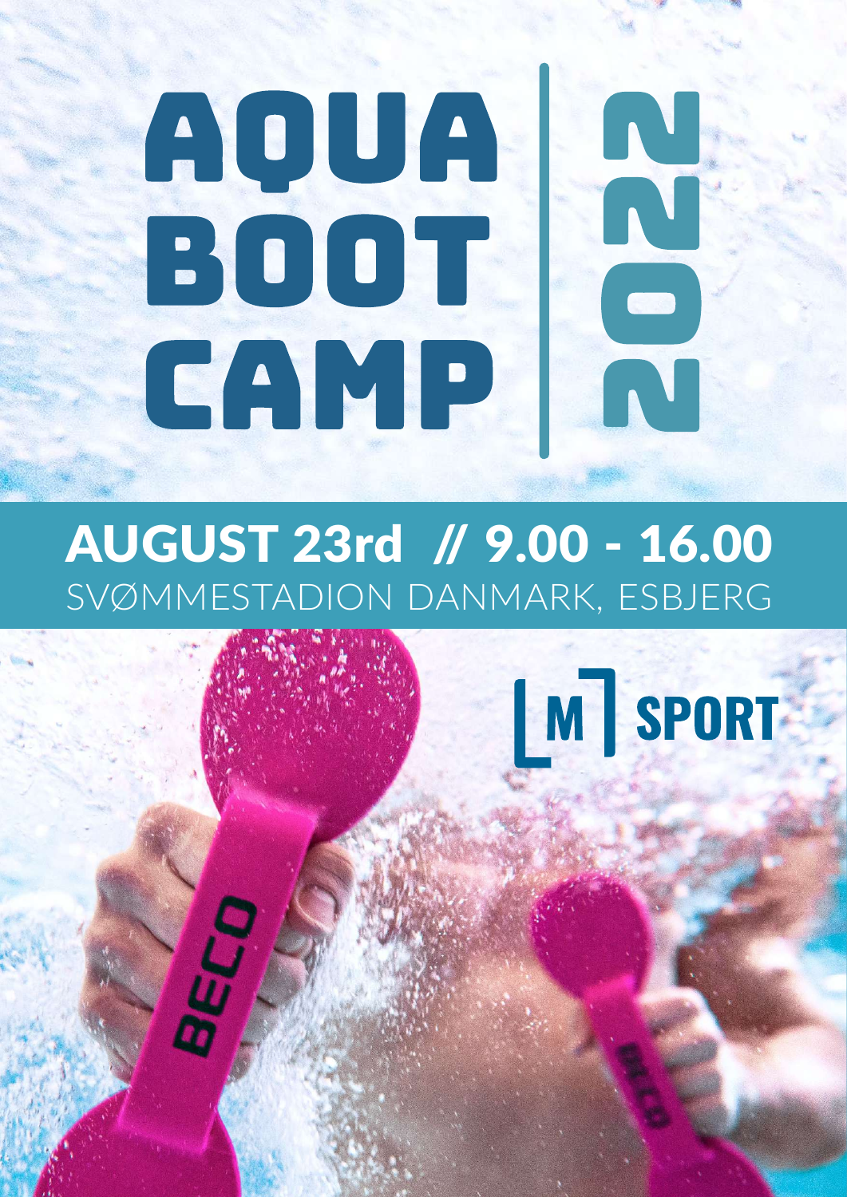# AQUA BOOT CAMP

## 2022

**AUGUST 23rd // 9.00 - 16.00**

SVØMMESTADION DANMARK, ESBJERG

M SPORT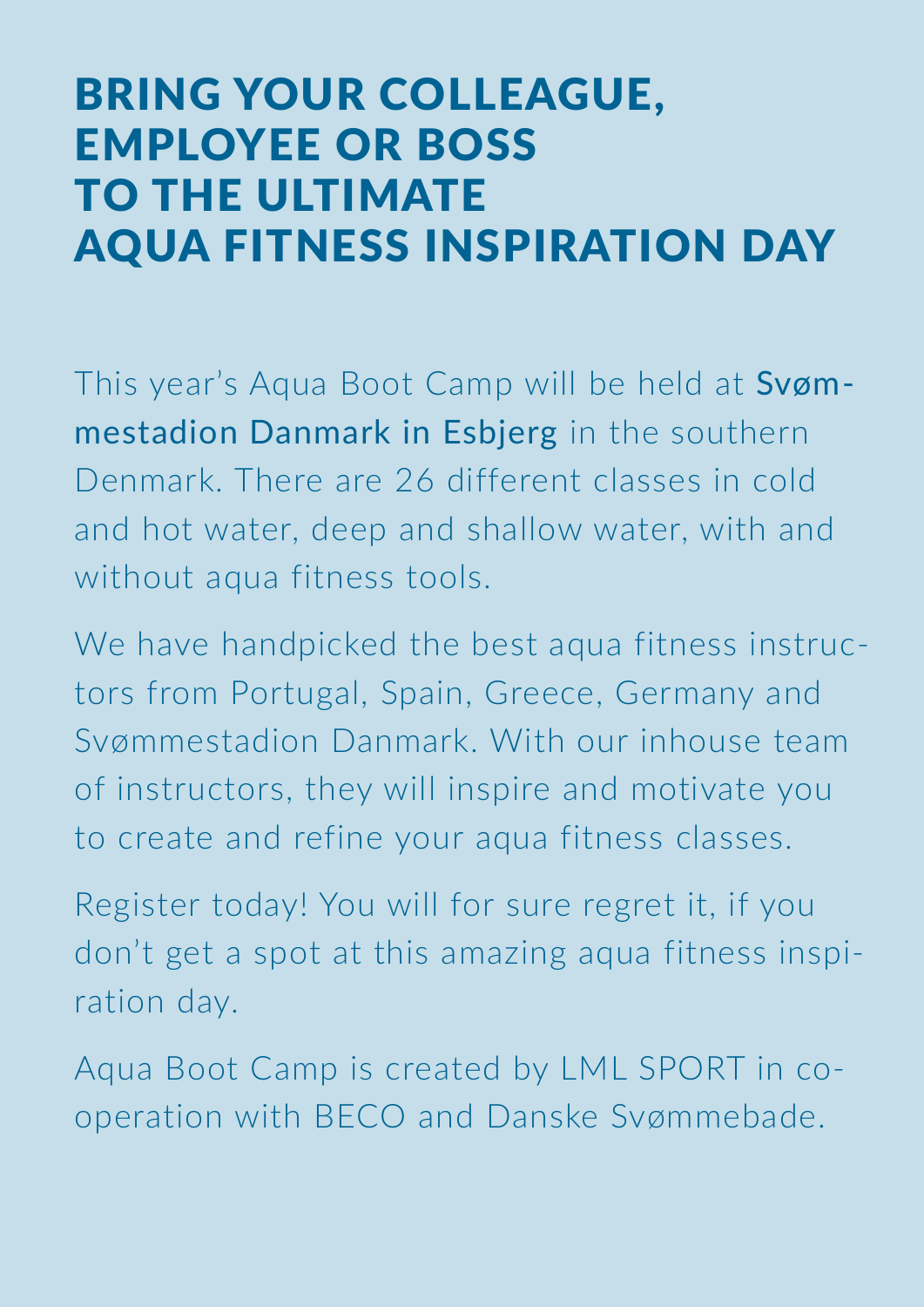# BRING YOUR COLLEAGUE, EMPLOYEE OR BOSS TO THE ULTIMATE AQUA FITNESS INSPIRATION DAY

This year's Aqua Boot Camp will be held at **Svømmestadion Danmark in Esbjerg** in the southern Denmark. There are 26 different classes in cold and hot water, deep and shallow water, with and without aqua fitness tools.

We have handpicked the best aqua fitness instructors from Portugal, Spain, Greece, Germany and Svømmestadion Danmark. With our inhouse team of instructors, they will inspire and motivate you to create and refine your aqua fitness classes.

Register today! You will for sure regret it, if you don't get a spot at this amazing aqua fitness inspiration day.

Aqua Boot Camp is created by LML SPORT in co-operation with BECO and Danske Svømmebade.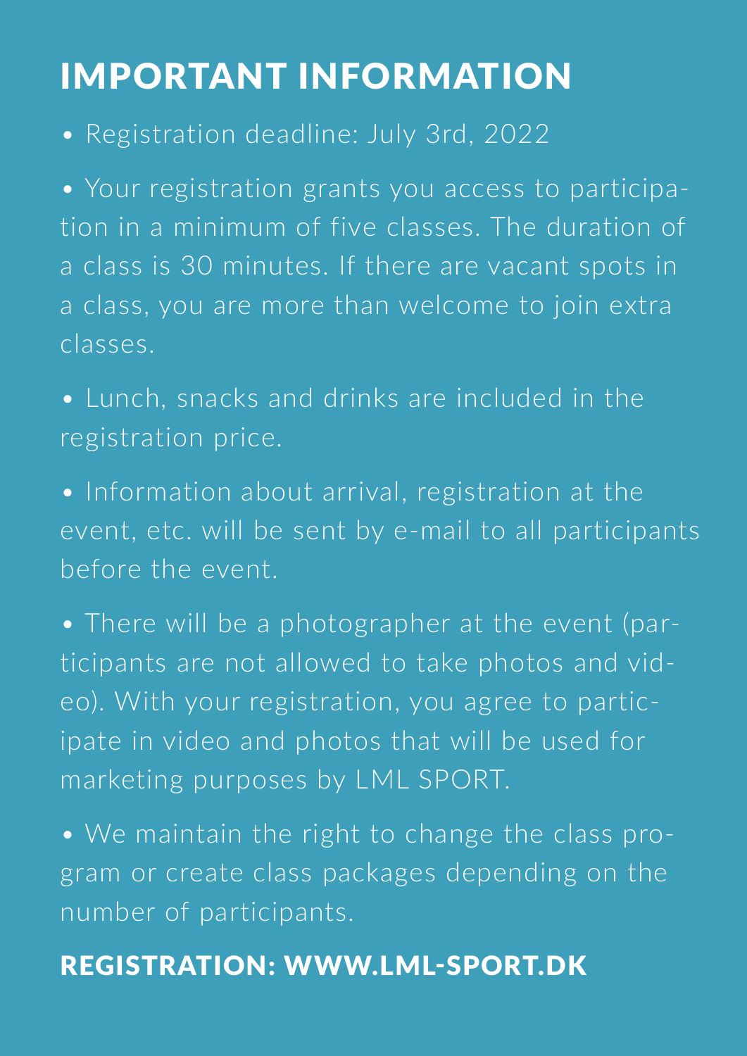# IMPORTANT INFORMATION

- Registration deadline: July 3rd, 2022
- Your registration grants you access to participation in a minimum of five classes. The duration of a class is 30 minutes. If there are vacant spots in a class, you are more than welcome to join extra classes.
- Lunch, snacks and drinks are included in the registration price.
- Information about arrival, registration at the event, etc. will be sent by e-mail to all participants before the event.
- There will be a photographer at the event (participants are not allowed to take photos and video). With your registration, you agree to participate in video and photos that will be used for marketing purposes by LML SPORT.
- We maintain the right to change the class program or create class packages depending on the number of participants.

## REGISTRATION: WWW.LML-SPORT.DK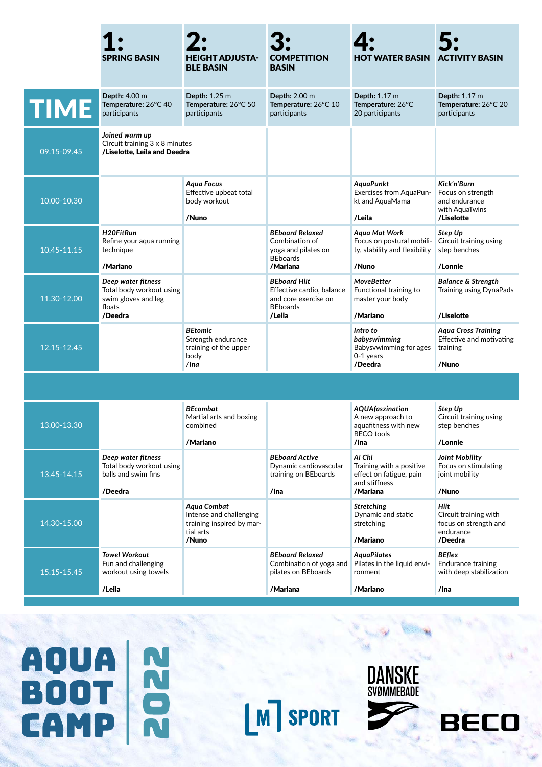| TIME | 1: SPRING BASIN | 2: HEIGHT ADJUSTABLE BASIN | 3: COMPETITION BASIN | 4: HOT WATER BASIN | 5: ACTIVITY BASIN |
|---|---|---|---|---|---|
| | **Depth:** 4.00 m **Temperature:** 26°C 40 participants | **Depth:** 1.25 m **Temperature:** 26°C 50 participants | **Depth:** 2.00 m **Temperature:** 26°C 10 participants | **Depth:** 1.17 m **Temperature:** 26°C 20 participants | **Depth:** 1.17 m **Temperature:** 26°C 20 participants |
| 09.15-09.45 | *Joined warm up* Circuit training 3 x 8 minutes **/Liselotte, Leila and Deedra** | | | | |
| 10.00-10.30 | | *Aqua Focus* Effective upbeat total body workout **/Nuno** | | *AquaPunkt* Exercises from AquaPunkt and AquaMama **/Leila** | *Kick'n'Burn* Focus on strength and endurance with AquaTwins **/Liselotte** |
| 10.45-11.15 | *H2OFitRun* Refine your aqua running technique **/Mariano** | | *BEboard Relaxed* Combination of yoga and pilates on BEboards **/Mariana** | *Aqua Mat Work* Focus on postural mobility, stability and flexibility **/Nuno** | *Step Up* Circuit training using step benches **/Lonnie** |
| 11.30-12.00 | *Deep water fitness* Total body workout using swim gloves and leg floats **/Deedra** | | *BEboard Hiit* Effective cardio, balance and core exercise on BEboards **/Leila** | *MoveBetter* Functional training to master your body **/Mariano** | *Balance & Strength* Training using DynaPads **/Liselotte** |
| 12.15-12.45 | | *BEtomic* Strength endurance training of the upper body **/Ina** | | *Intro to babyswimming* Babysvwimming for ages 0-1 years **/Deedra** | *Aqua Cross Training* Effective and motivating training **/Nuno** |
| | | | | | |
| 13.00-13.30 | | *BEcombat* Martial arts and boxing combined **/Mariano** | | *AQUAfaszination* A new approach to aquafitness with new BECO tools **/Ina** | *Step Up* Circuit training using step benches **/Lonnie** |
| 13.45-14.15 | *Deep water fitness* Total body workout using balls and swim fins **/Deedra** | | *BEboard Active* Dynamic cardiovascular training on BEboards **/Ina** | *Ai Chi* Training with a positive effect on fatigue, pain and stiffness **/Mariana** | *Joint Mobility* Focus on stimulating joint mobility **/Nuno** |
| 14.30-15.00 | | *Aqua Combat* Intense and challenging training inspired by martial arts **/Nuno** | | *Stretching* Dynamic and static stretching **/Mariano** | *Hiit* Circuit training with focus on strength and endurance **/Deedra** |
| 15.15-15.45 | *Towel Workout* Fun and challenging workout using towels **/Leila** | | *BEboard Relaxed* Combination of yoga and pilates on BEboards **/Mariana** | *AquaPilates* Pilates in the liquid environment **/Mariano** | *BEflex* Endurance training with deep stabilization **/Ina** |

AQUA BOOT CAMP 2020

M SPORT

DANSKE SVØMMEBADE

BECO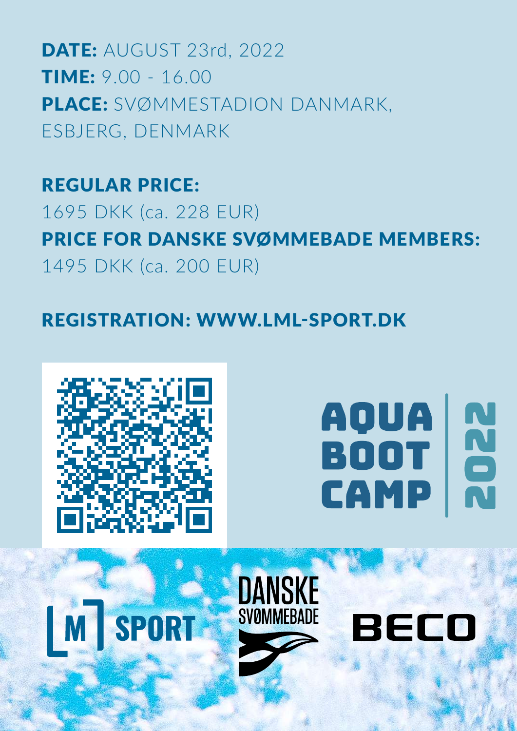**DATE:** AUGUST 23rd, 2022
**TIME:** 9.00 - 16.00
**PLACE:** SVØMMESTADION DANMARK, ESBJERG, DENMARK

**REGULAR PRICE:**
1695 DKK (ca. 228 EUR)
**PRICE FOR DANSKE SVØMMEBADE MEMBERS:**
1495 DKK (ca. 200 EUR)

**REGISTRATION: WWW.LML-SPORT.DK**

AQUA BOOT CAMP | 2022

LM SPORT

DANSKE SVØMMEBADE

BECO